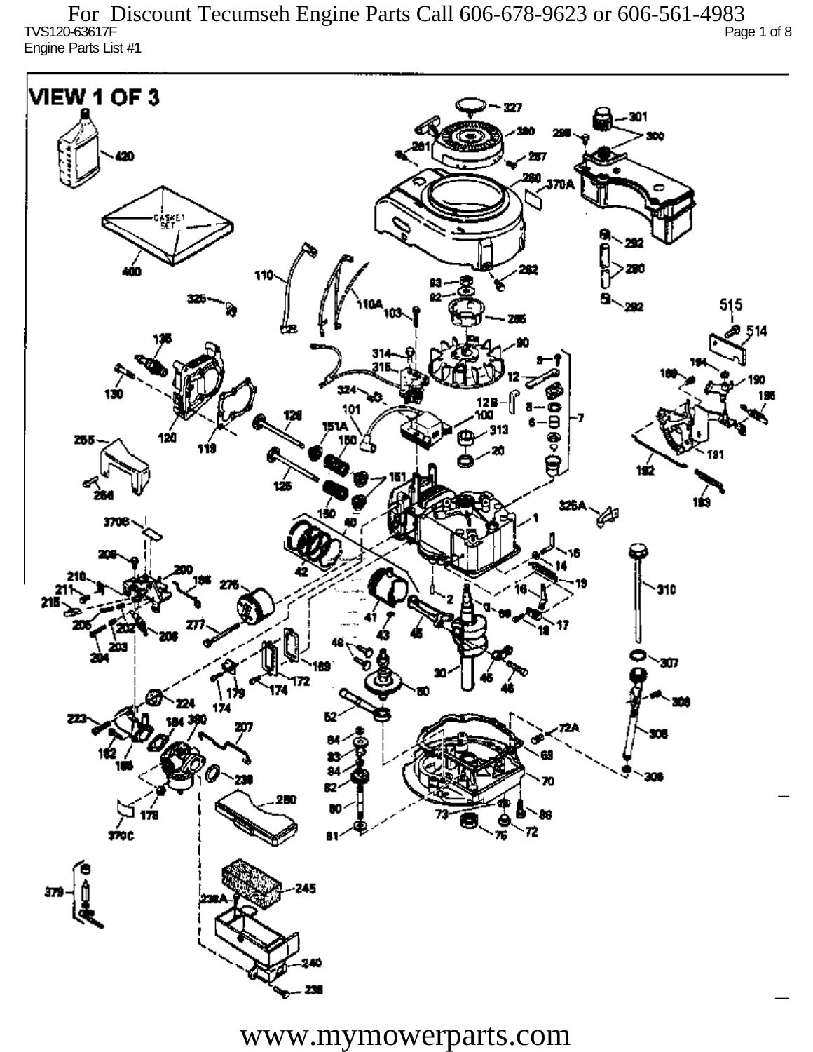For Discount Tecumseh Engine Parts Call 606-678-9623 or 606-561-4983

TVS120-63617F

Engine Parts List #1

VIEW 1 OF 3

www.mymowerparts.com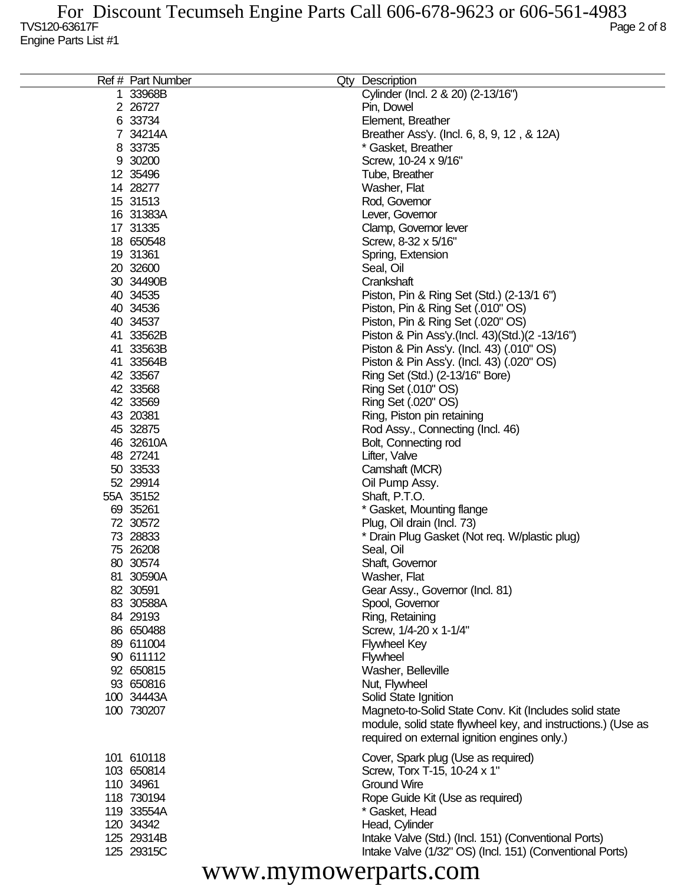For Discount Tecumseh Engine Parts Call 606-678-9623 or 606-561-4983

TVS120-63617F

Engine Parts List #1

| Ref # | Part Number | Qty | Description |
|---|---|---|---|
| 1 | 33968B | | Cylinder (Incl. 2 & 20) (2-13/16") |
| 2 | 26727 | | Pin, Dowel |
| 6 | 33734 | | Element, Breather |
| 7 | 34214A | | Breather Ass'y. (Incl. 6, 8, 9, 12 , & 12A) |
| 8 | 33735 | | * Gasket, Breather |
| 9 | 30200 | | Screw, 10-24 x 9/16" |
| 12 | 35496 | | Tube, Breather |
| 14 | 28277 | | Washer, Flat |
| 15 | 31513 | | Rod, Governor |
| 16 | 31383A | | Lever, Governor |
| 17 | 31335 | | Clamp, Governor lever |
| 18 | 650548 | | Screw, 8-32 x 5/16" |
| 19 | 31361 | | Spring, Extension |
| 20 | 32600 | | Seal, Oil |
| 30 | 34490B | | Crankshaft |
| 40 | 34535 | | Piston, Pin & Ring Set (Std.) (2-13/1 6") |
| 40 | 34536 | | Piston, Pin & Ring Set (.010" OS) |
| 40 | 34537 | | Piston, Pin & Ring Set (.020" OS) |
| 41 | 33562B | | Piston & Pin Ass'y.(Incl. 43)(Std.)(2 -13/16") |
| 41 | 33563B | | Piston & Pin Ass'y. (Incl. 43) (.010" OS) |
| 41 | 33564B | | Piston & Pin Ass'y. (Incl. 43) (.020" OS) |
| 42 | 33567 | | Ring Set (Std.) (2-13/16" Bore) |
| 42 | 33568 | | Ring Set (.010" OS) |
| 42 | 33569 | | Ring Set (.020" OS) |
| 43 | 20381 | | Ring, Piston pin retaining |
| 45 | 32875 | | Rod Assy., Connecting (Incl. 46) |
| 46 | 32610A | | Bolt, Connecting rod |
| 48 | 27241 | | Lifter, Valve |
| 50 | 33533 | | Camshaft (MCR) |
| 52 | 29914 | | Oil Pump Assy. |
| 55A | 35152 | | Shaft, P.T.O. |
| 69 | 35261 | | * Gasket, Mounting flange |
| 72 | 30572 | | Plug, Oil drain (Incl. 73) |
| 73 | 28833 | | * Drain Plug Gasket (Not req. W/plastic plug) |
| 75 | 26208 | | Seal, Oil |
| 80 | 30574 | | Shaft, Governor |
| 81 | 30590A | | Washer, Flat |
| 82 | 30591 | | Gear Assy., Governor (Incl. 81) |
| 83 | 30588A | | Spool, Governor |
| 84 | 29193 | | Ring, Retaining |
| 86 | 650488 | | Screw, 1/4-20 x 1-1/4" |
| 89 | 611004 | | Flywheel Key |
| 90 | 611112 | | Flywheel |
| 92 | 650815 | | Washer, Belleville |
| 93 | 650816 | | Nut, Flywheel |
| 100 | 34443A | | Solid State Ignition |
| 100 | 730207 | | Magneto-to-Solid State Conv. Kit (Includes solid state module, solid state flywheel key, and instructions.) (Use as required on external ignition engines only.) |
| 101 | 610118 | | Cover, Spark plug (Use as required) |
| 103 | 650814 | | Screw, Torx T-15, 10-24 x 1" |
| 110 | 34961 | | Ground Wire |
| 118 | 730194 | | Rope Guide Kit (Use as required) |
| 119 | 33554A | | * Gasket, Head |
| 120 | 34342 | | Head, Cylinder |
| 125 | 29314B | | Intake Valve (Std.) (Incl. 151) (Conventional Ports) |
| 125 | 29315C | | Intake Valve (1/32" OS) (Incl. 151) (Conventional Ports) |

www.mymowerparts.com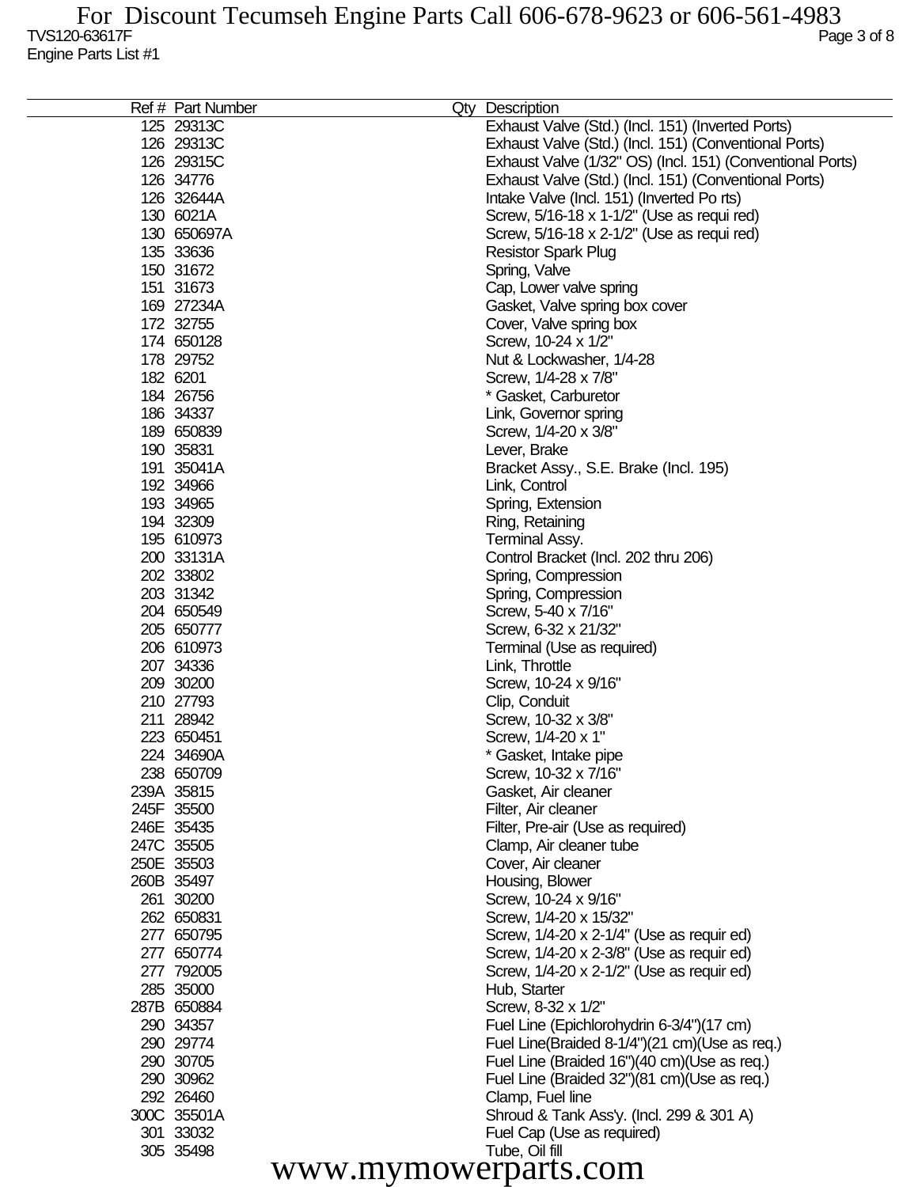| Ref # | Part Number | Qty | Description |
|---|---|---|---|
| 125 | 29313C | | Exhaust Valve (Std.) (Incl. 151) (Inverted Ports) |
| 126 | 29313C | | Exhaust Valve (Std.) (Incl. 151) (Conventional Ports) |
| 126 | 29315C | | Exhaust Valve (1/32" OS) (Incl. 151) (Conventional Ports) |
| 126 | 34776 | | Exhaust Valve (Std.) (Incl. 151) (Conventional Ports) |
| 126 | 32644A | | Intake Valve (Incl. 151) (Inverted Po rts) |
| 130 | 6021A | | Screw, 5/16-18 x 1-1/2" (Use as requi red) |
| 130 | 650697A | | Screw, 5/16-18 x 2-1/2" (Use as requi red) |
| 135 | 33636 | | Resistor Spark Plug |
| 150 | 31672 | | Spring, Valve |
| 151 | 31673 | | Cap, Lower valve spring |
| 169 | 27234A | | Gasket, Valve spring box cover |
| 172 | 32755 | | Cover, Valve spring box |
| 174 | 650128 | | Screw, 10-24 x 1/2" |
| 178 | 29752 | | Nut & Lockwasher, 1/4-28 |
| 182 | 6201 | | Screw, 1/4-28 x 7/8" |
| 184 | 26756 | | * Gasket, Carburetor |
| 186 | 34337 | | Link, Governor spring |
| 189 | 650839 | | Screw, 1/4-20 x 3/8" |
| 190 | 35831 | | Lever, Brake |
| 191 | 35041A | | Bracket Assy., S.E. Brake (Incl. 195) |
| 192 | 34966 | | Link, Control |
| 193 | 34965 | | Spring, Extension |
| 194 | 32309 | | Ring, Retaining |
| 195 | 610973 | | Terminal Assy. |
| 200 | 33131A | | Control Bracket (Incl. 202 thru 206) |
| 202 | 33802 | | Spring, Compression |
| 203 | 31342 | | Spring, Compression |
| 204 | 650549 | | Screw, 5-40 x 7/16" |
| 205 | 650777 | | Screw, 6-32 x 21/32" |
| 206 | 610973 | | Terminal (Use as required) |
| 207 | 34336 | | Link, Throttle |
| 209 | 30200 | | Screw, 10-24 x 9/16" |
| 210 | 27793 | | Clip, Conduit |
| 211 | 28942 | | Screw, 10-32 x 3/8" |
| 223 | 650451 | | Screw, 1/4-20 x 1" |
| 224 | 34690A | | * Gasket, Intake pipe |
| 238 | 650709 | | Screw, 10-32 x 7/16" |
| 239A | 35815 | | Gasket, Air cleaner |
| 245F | 35500 | | Filter, Air cleaner |
| 246E | 35435 | | Filter, Pre-air (Use as required) |
| 247C | 35505 | | Clamp, Air cleaner tube |
| 250E | 35503 | | Cover, Air cleaner |
| 260B | 35497 | | Housing, Blower |
| 261 | 30200 | | Screw, 10-24 x 9/16" |
| 262 | 650831 | | Screw, 1/4-20 x 15/32" |
| 277 | 650795 | | Screw, 1/4-20 x 2-1/4" (Use as requir ed) |
| 277 | 650774 | | Screw, 1/4-20 x 2-3/8" (Use as requir ed) |
| 277 | 792005 | | Screw, 1/4-20 x 2-1/2" (Use as requir ed) |
| 285 | 35000 | | Hub, Starter |
| 287B | 650884 | | Screw, 8-32 x 1/2" |
| 290 | 34357 | | Fuel Line (Epichlorohydrin 6-3/4")(17 cm) |
| 290 | 29774 | | Fuel Line(Braided 8-1/4")(21 cm)(Use as req.) |
| 290 | 30705 | | Fuel Line (Braided 16")(40 cm)(Use as req.) |
| 290 | 30962 | | Fuel Line (Braided 32")(81 cm)(Use as req.) |
| 292 | 26460 | | Clamp, Fuel line |
| 300C | 35501A | | Shroud & Tank Ass'y. (Incl. 299 & 301 A) |
| 301 | 33032 | | Fuel Cap (Use as required) |
| 305 | 35498 | | Tube, Oil fill |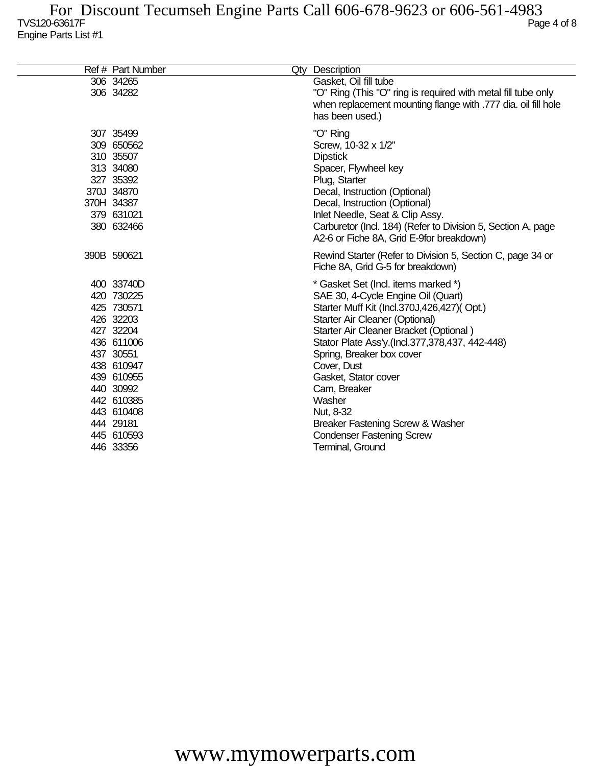| Ref # | Part Number | Qty | Description |
|---|---|---|---|
| 306 | 34265 | | Gasket, Oil fill tube |
| 306 | 34282 | | "O" Ring (This "O" ring is required with metal fill tube only when replacement mounting flange with .777 dia. oil fill hole has been used.) |
| 307 | 35499 | | "O" Ring |
| 309 | 650562 | | Screw, 10-32 x 1/2" |
| 310 | 35507 | | Dipstick |
| 313 | 34080 | | Spacer, Flywheel key |
| 327 | 35392 | | Plug, Starter |
| 370J | 34870 | | Decal, Instruction (Optional) |
| 370H | 34387 | | Decal, Instruction (Optional) |
| 379 | 631021 | | Inlet Needle, Seat & Clip Assy. |
| 380 | 632466 | | Carburetor (Incl. 184) (Refer to Division 5, Section A, page A2-6 or Fiche 8A, Grid E-9for breakdown) |
| 390B | 590621 | | Rewind Starter (Refer to Division 5, Section C, page 34 or Fiche 8A, Grid G-5 for breakdown) |
| 400 | 33740D | | * Gasket Set (Incl. items marked *) |
| 420 | 730225 | | SAE 30, 4-Cycle Engine Oil (Quart) |
| 425 | 730571 | | Starter Muff Kit (Incl.370J,426,427)( Opt.) |
| 426 | 32203 | | Starter Air Cleaner (Optional) |
| 427 | 32204 | | Starter Air Cleaner Bracket (Optional ) |
| 436 | 611006 | | Stator Plate Ass'y.(Incl.377,378,437, 442-448) |
| 437 | 30551 | | Spring, Breaker box cover |
| 438 | 610947 | | Cover, Dust |
| 439 | 610955 | | Gasket, Stator cover |
| 440 | 30992 | | Cam, Breaker |
| 442 | 610385 | | Washer |
| 443 | 610408 | | Nut, 8-32 |
| 444 | 29181 | | Breaker Fastening Screw & Washer |
| 445 | 610593 | | Condenser Fastening Screw |
| 446 | 33356 | | Terminal, Ground |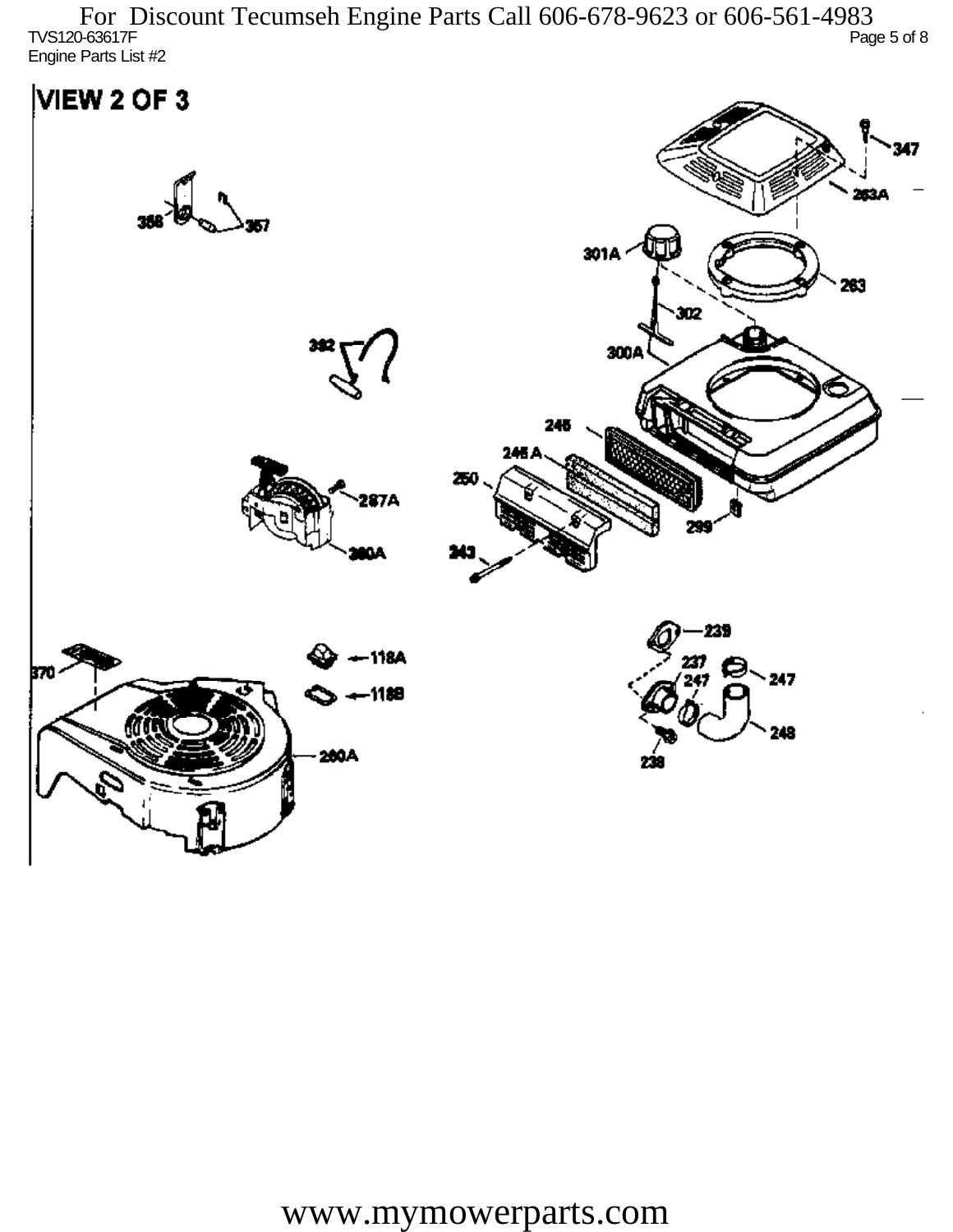For Discount Tecumseh Engine Parts Call 606-678-9623 or 606-561-4983

TVS120-63617F

Engine Parts List #2

# VIEW 2 OF 3

358 357 347 263A 301A 263 302 300A 392 245 245 A 250 287A 299 360A 243 239 118A 237 247 247 370 118B 248 260A 238

www.mymowerparts.com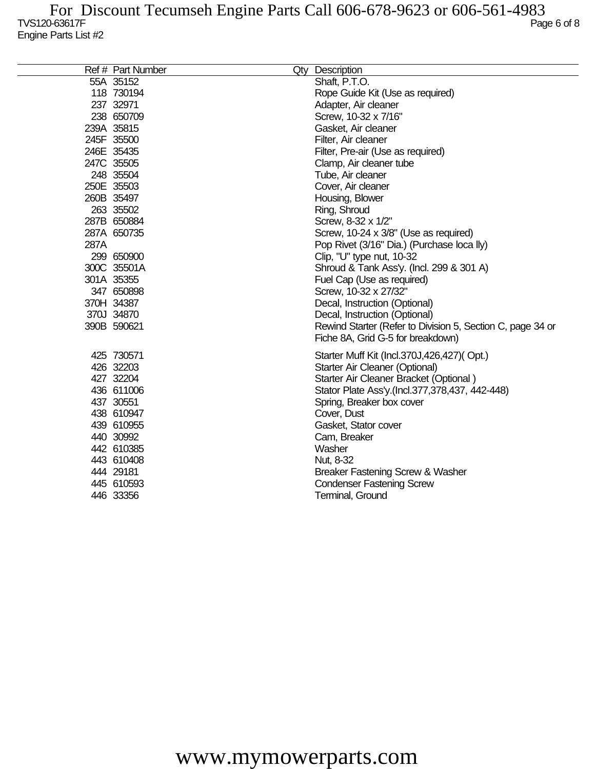TVS120-63617F

Engine Parts List #2

| Ref # | Part Number | Qty | Description |
|---|---|---|---|
| 55A | 35152 | | Shaft, P.T.O. |
| 118 | 730194 | | Rope Guide Kit (Use as required) |
| 237 | 32971 | | Adapter, Air cleaner |
| 238 | 650709 | | Screw, 10-32 x 7/16" |
| 239A | 35815 | | Gasket, Air cleaner |
| 245F | 35500 | | Filter, Air cleaner |
| 246E | 35435 | | Filter, Pre-air (Use as required) |
| 247C | 35505 | | Clamp, Air cleaner tube |
| 248 | 35504 | | Tube, Air cleaner |
| 250E | 35503 | | Cover, Air cleaner |
| 260B | 35497 | | Housing, Blower |
| 263 | 35502 | | Ring, Shroud |
| 287B | 650884 | | Screw, 8-32 x 1/2" |
| 287A | 650735 | | Screw, 10-24 x 3/8" (Use as required) |
| 287A | | | Pop Rivet (3/16" Dia.) (Purchase loca lly) |
| 299 | 650900 | | Clip, "U" type nut, 10-32 |
| 300C | 35501A | | Shroud & Tank Ass'y. (Incl. 299 & 301 A) |
| 301A | 35355 | | Fuel Cap (Use as required) |
| 347 | 650898 | | Screw, 10-32 x 27/32" |
| 370H | 34387 | | Decal, Instruction (Optional) |
| 370J | 34870 | | Decal, Instruction (Optional) |
| 390B | 590621 | | Rewind Starter (Refer to Division 5, Section C, page 34 or Fiche 8A, Grid G-5 for breakdown) |
| 425 | 730571 | | Starter Muff Kit (Incl.370J,426,427)( Opt.) |
| 426 | 32203 | | Starter Air Cleaner (Optional) |
| 427 | 32204 | | Starter Air Cleaner Bracket (Optional ) |
| 436 | 611006 | | Stator Plate Ass'y.(Incl.377,378,437, 442-448) |
| 437 | 30551 | | Spring, Breaker box cover |
| 438 | 610947 | | Cover, Dust |
| 439 | 610955 | | Gasket, Stator cover |
| 440 | 30992 | | Cam, Breaker |
| 442 | 610385 | | Washer |
| 443 | 610408 | | Nut, 8-32 |
| 444 | 29181 | | Breaker Fastening Screw & Washer |
| 445 | 610593 | | Condenser Fastening Screw |
| 446 | 33356 | | Terminal, Ground |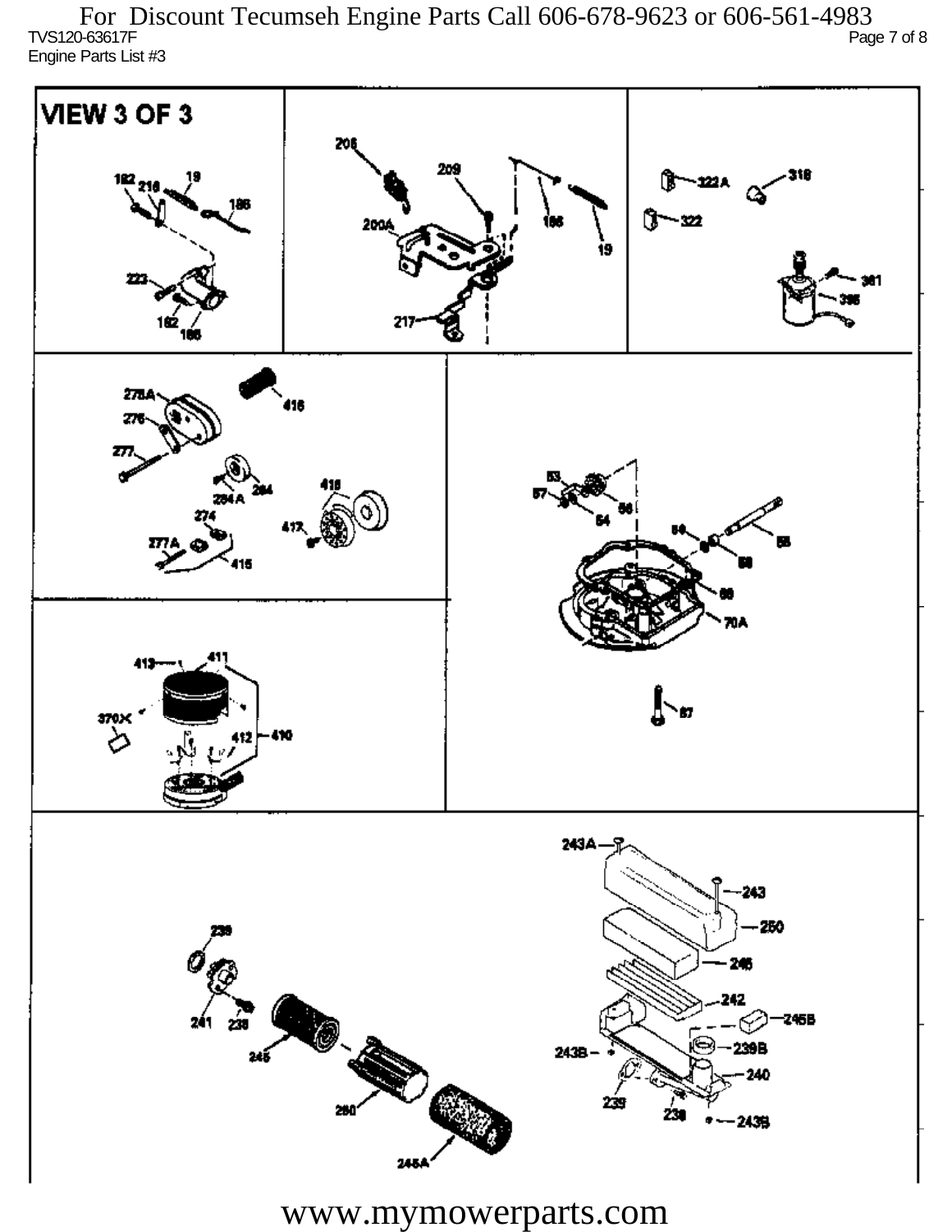For Discount Tecumseh Engine Parts Call 606-678-9623 or 606-561-4983

TVS120-63617F

Engine Parts List #3

VIEW 3 OF 3

182 218 19 186 223 182 186

208 209 200A 186 19 217

322A 318 322 361 395

278A 416 276 277 284A 284 418 274 417 277A 415

53 57 54 56 59 58 58 68 70A 87

413 411 370X 412 410

243A 243 250 246 242 245B 243B 239B 240 239 238 243B

239 241 238 245 280 245A

www.mymowerparts.com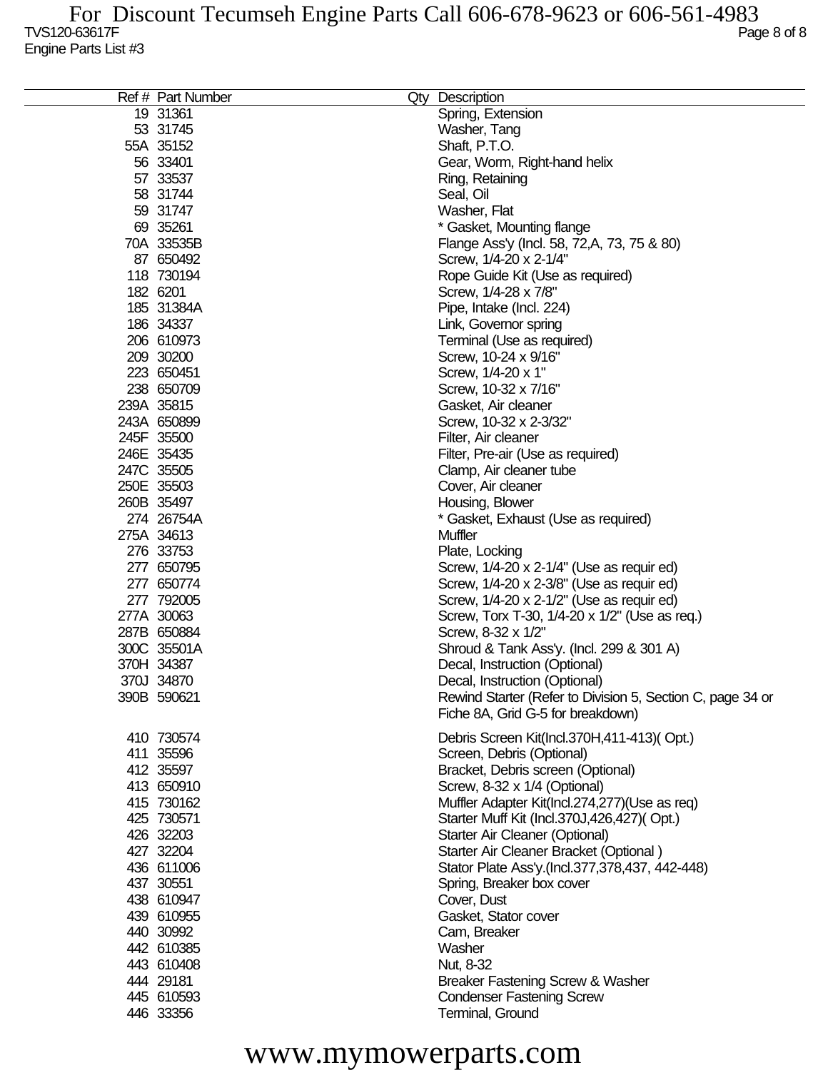TVS120-63617F
Engine Parts List #3

| Ref # | Part Number | Qty | Description |
|---|---|---|---|
| 19 | 31361 | | Spring, Extension |
| 53 | 31745 | | Washer, Tang |
| 55A | 35152 | | Shaft, P.T.O. |
| 56 | 33401 | | Gear, Worm, Right-hand helix |
| 57 | 33537 | | Ring, Retaining |
| 58 | 31744 | | Seal, Oil |
| 59 | 31747 | | Washer, Flat |
| 69 | 35261 | | * Gasket, Mounting flange |
| 70A | 33535B | | Flange Ass'y (Incl. 58, 72,A, 73, 75 & 80) |
| 87 | 650492 | | Screw, 1/4-20 x 2-1/4" |
| 118 | 730194 | | Rope Guide Kit (Use as required) |
| 182 | 6201 | | Screw, 1/4-28 x 7/8" |
| 185 | 31384A | | Pipe, Intake (Incl. 224) |
| 186 | 34337 | | Link, Governor spring |
| 206 | 610973 | | Terminal (Use as required) |
| 209 | 30200 | | Screw, 10-24 x 9/16" |
| 223 | 650451 | | Screw, 1/4-20 x 1" |
| 238 | 650709 | | Screw, 10-32 x 7/16" |
| 239A | 35815 | | Gasket, Air cleaner |
| 243A | 650899 | | Screw, 10-32 x 2-3/32" |
| 245F | 35500 | | Filter, Air cleaner |
| 246E | 35435 | | Filter, Pre-air (Use as required) |
| 247C | 35505 | | Clamp, Air cleaner tube |
| 250E | 35503 | | Cover, Air cleaner |
| 260B | 35497 | | Housing, Blower |
| 274 | 26754A | | * Gasket, Exhaust (Use as required) |
| 275A | 34613 | | Muffler |
| 276 | 33753 | | Plate, Locking |
| 277 | 650795 | | Screw, 1/4-20 x 2-1/4" (Use as requir ed) |
| 277 | 650774 | | Screw, 1/4-20 x 2-3/8" (Use as requir ed) |
| 277 | 792005 | | Screw, 1/4-20 x 2-1/2" (Use as requir ed) |
| 277A | 30063 | | Screw, Torx T-30, 1/4-20 x 1/2" (Use as req.) |
| 287B | 650884 | | Screw, 8-32 x 1/2" |
| 300C | 35501A | | Shroud & Tank Ass'y. (Incl. 299 & 301 A) |
| 370H | 34387 | | Decal, Instruction (Optional) |
| 370J | 34870 | | Decal, Instruction (Optional) |
| 390B | 590621 | | Rewind Starter (Refer to Division 5, Section C, page 34 or Fiche 8A, Grid G-5 for breakdown) |
| 410 | 730574 | | Debris Screen Kit(Incl.370H,411-413)( Opt.) |
| 411 | 35596 | | Screen, Debris (Optional) |
| 412 | 35597 | | Bracket, Debris screen (Optional) |
| 413 | 650910 | | Screw, 8-32 x 1/4 (Optional) |
| 415 | 730162 | | Muffler Adapter Kit(Incl.274,277)(Use as req) |
| 425 | 730571 | | Starter Muff Kit (Incl.370J,426,427)( Opt.) |
| 426 | 32203 | | Starter Air Cleaner (Optional) |
| 427 | 32204 | | Starter Air Cleaner Bracket (Optional ) |
| 436 | 611006 | | Stator Plate Ass'y.(Incl.377,378,437, 442-448) |
| 437 | 30551 | | Spring, Breaker box cover |
| 438 | 610947 | | Cover, Dust |
| 439 | 610955 | | Gasket, Stator cover |
| 440 | 30992 | | Cam, Breaker |
| 442 | 610385 | | Washer |
| 443 | 610408 | | Nut, 8-32 |
| 444 | 29181 | | Breaker Fastening Screw & Washer |
| 445 | 610593 | | Condenser Fastening Screw |
| 446 | 33356 | | Terminal, Ground |